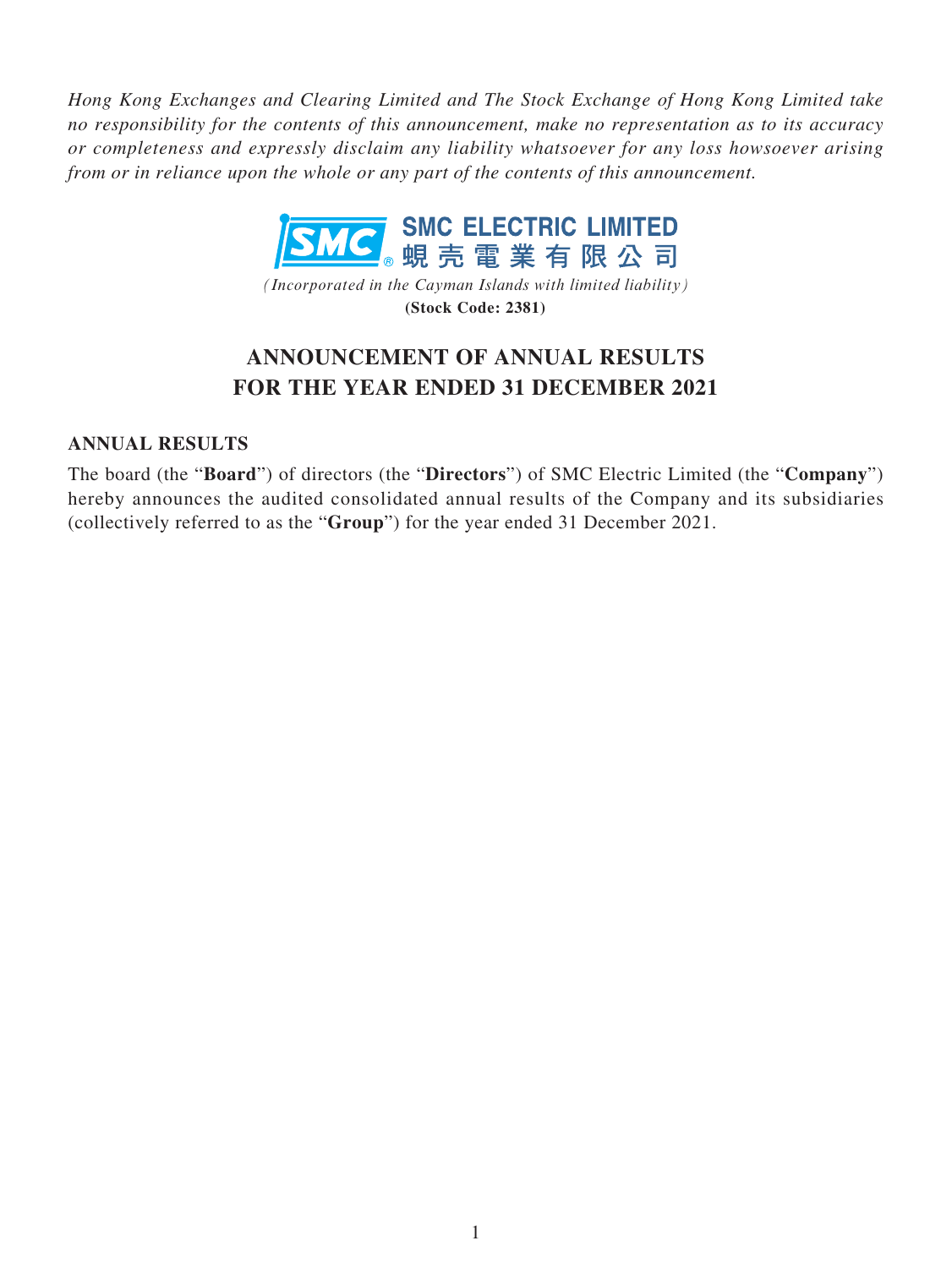*Hong Kong Exchanges and Clearing Limited and The Stock Exchange of Hong Kong Limited take no responsibility for the contents of this announcement, make no representation as to its accuracy or completeness and expressly disclaim any liability whatsoever for any loss howsoever arising from or in reliance upon the whole or any part of the contents of this announcement.*

**SMC ELECTRIC LIMITED**
**蜆壳電業有限公司**

*(Incorporated in the Cayman Islands with limited liability)*
**(Stock Code: 2381)**

# ANNOUNCEMENT OF ANNUAL RESULTS FOR THE YEAR ENDED 31 DECEMBER 2021

## ANNUAL RESULTS

The board (the "**Board**") of directors (the "**Directors**") of SMC Electric Limited (the "**Company**") hereby announces the audited consolidated annual results of the Company and its subsidiaries (collectively referred to as the "**Group**") for the year ended 31 December 2021.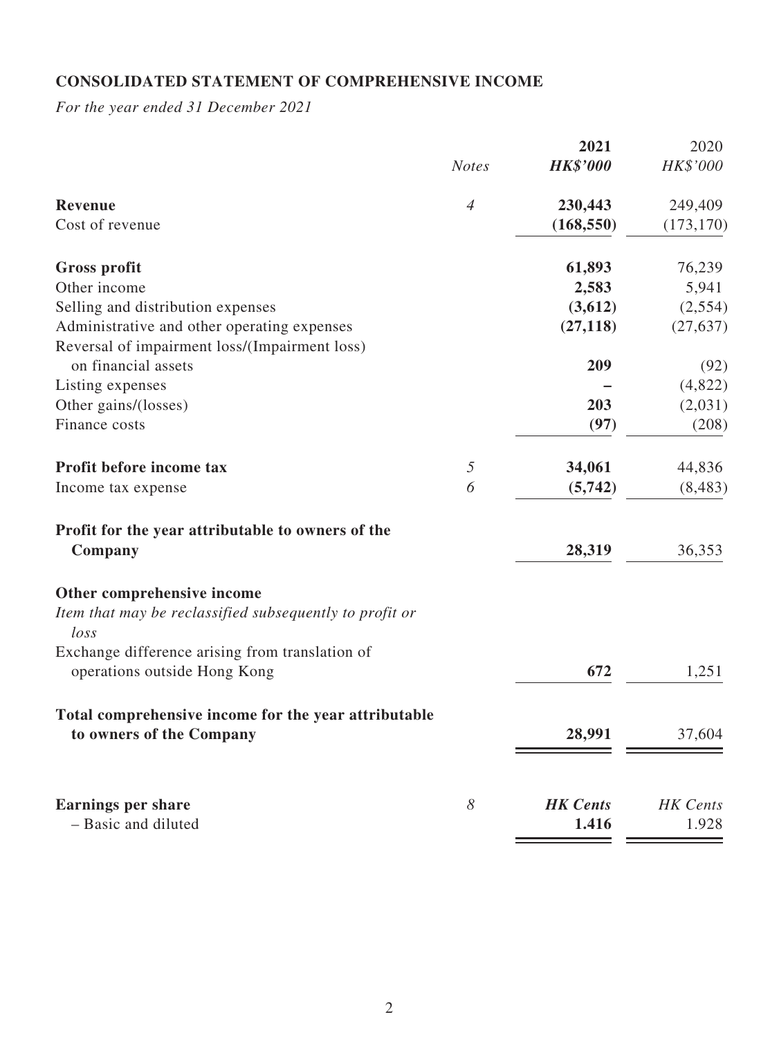## CONSOLIDATED STATEMENT OF COMPREHENSIVE INCOME

*For the year ended 31 December 2021*

| | *Notes* | **2021** | 2020 |
|---|---|---|---|
| | | ***HK$'000*** | *HK$'000* |
| **Revenue** | *4* | **230,443** | 249,409 |
| Cost of revenue | | **(168,550)** | (173,170) |
| **Gross profit** | | **61,893** | 76,239 |
| Other income | | **2,583** | 5,941 |
| Selling and distribution expenses | | **(3,612)** | (2,554) |
| Administrative and other operating expenses | | **(27,118)** | (27,637) |
| Reversal of impairment loss/(Impairment loss) on financial assets | | **209** | (92) |
| Listing expenses | | **–** | (4,822) |
| Other gains/(losses) | | **203** | (2,031) |
| Finance costs | | **(97)** | (208) |
| **Profit before income tax** | *5* | **34,061** | 44,836 |
| Income tax expense | *6* | **(5,742)** | (8,483) |
| **Profit for the year attributable to owners of the Company** | | **28,319** | 36,353 |
| **Other comprehensive income** | | | |
| *Item that may be reclassified subsequently to profit or loss* | | | |
| Exchange difference arising from translation of operations outside Hong Kong | | **672** | 1,251 |
| **Total comprehensive income for the year attributable to owners of the Company** | | **28,991** | 37,604 |
| **Earnings per share** | *8* | ***HK Cents*** | *HK Cents* |
| – Basic and diluted | | **1.416** | 1.928 |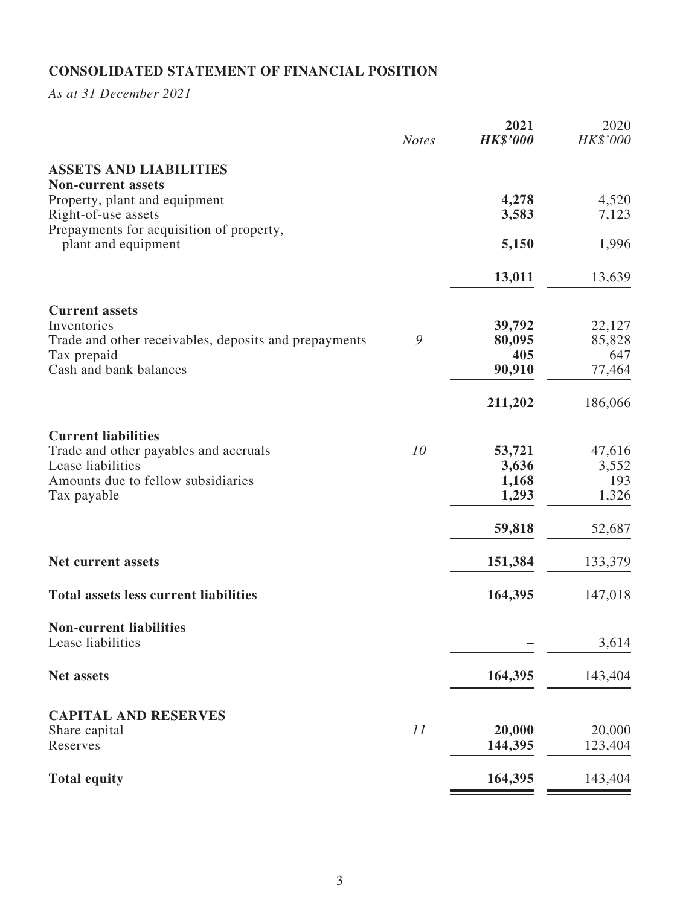## CONSOLIDATED STATEMENT OF FINANCIAL POSITION

*As at 31 December 2021*

| | *Notes* | **2021** <br> ***HK$'000*** | 2020 <br> *HK$'000* |
|---|---|---|---|
| **ASSETS AND LIABILITIES** | | | |
| **Non-current assets** | | | |
| Property, plant and equipment | | **4,278** | 4,520 |
| Right-of-use assets | | **3,583** | 7,123 |
| Prepayments for acquisition of property, plant and equipment | | **5,150** | 1,996 |
| | | **13,011** | 13,639 |
| **Current assets** | | | |
| Inventories | | **39,792** | 22,127 |
| Trade and other receivables, deposits and prepayments | 9 | **80,095** | 85,828 |
| Tax prepaid | | **405** | 647 |
| Cash and bank balances | | **90,910** | 77,464 |
| | | **211,202** | 186,066 |
| **Current liabilities** | | | |
| Trade and other payables and accruals | 10 | **53,721** | 47,616 |
| Lease liabilities | | **3,636** | 3,552 |
| Amounts due to fellow subsidiaries | | **1,168** | 193 |
| Tax payable | | **1,293** | 1,326 |
| | | **59,818** | 52,687 |
| **Net current assets** | | **151,384** | 133,379 |
| **Total assets less current liabilities** | | **164,395** | 147,018 |
| **Non-current liabilities** | | | |
| Lease liabilities | | **–** | 3,614 |
| **Net assets** | | **164,395** | 143,404 |
| **CAPITAL AND RESERVES** | | | |
| Share capital | 11 | **20,000** | 20,000 |
| Reserves | | **144,395** | 123,404 |
| **Total equity** | | **164,395** | 143,404 |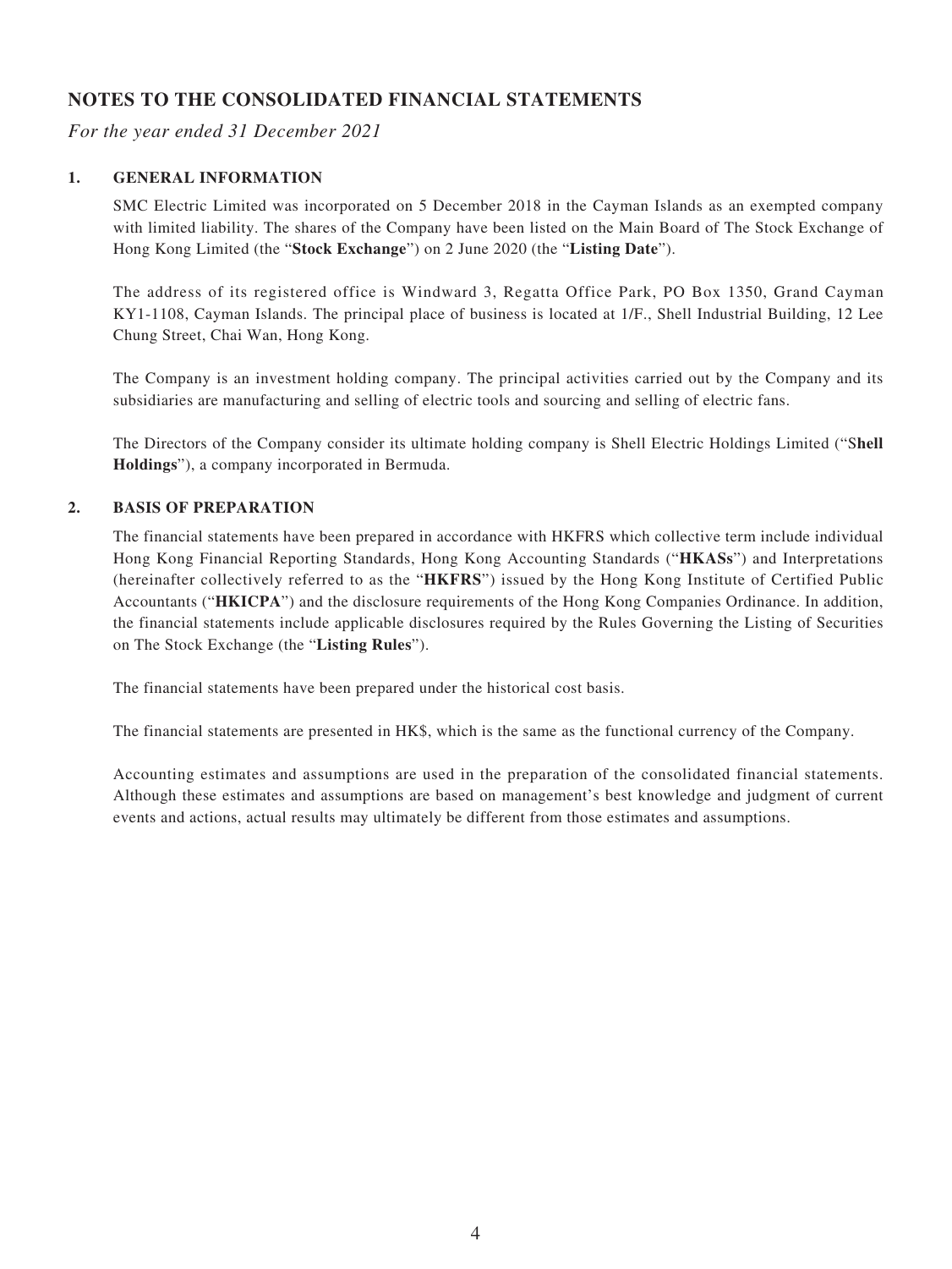## NOTES TO THE CONSOLIDATED FINANCIAL STATEMENTS

*For the year ended 31 December 2021*

### 1. GENERAL INFORMATION

SMC Electric Limited was incorporated on 5 December 2018 in the Cayman Islands as an exempted company with limited liability. The shares of the Company have been listed on the Main Board of The Stock Exchange of Hong Kong Limited (the "**Stock Exchange**") on 2 June 2020 (the "**Listing Date**").

The address of its registered office is Windward 3, Regatta Office Park, PO Box 1350, Grand Cayman KY1-1108, Cayman Islands. The principal place of business is located at 1/F., Shell Industrial Building, 12 Lee Chung Street, Chai Wan, Hong Kong.

The Company is an investment holding company. The principal activities carried out by the Company and its subsidiaries are manufacturing and selling of electric tools and sourcing and selling of electric fans.

The Directors of the Company consider its ultimate holding company is Shell Electric Holdings Limited ("S**hell Holdings**"), a company incorporated in Bermuda.

### 2. BASIS OF PREPARATION

The financial statements have been prepared in accordance with HKFRS which collective term include individual Hong Kong Financial Reporting Standards, Hong Kong Accounting Standards ("**HKASs**") and Interpretations (hereinafter collectively referred to as the "**HKFRS**") issued by the Hong Kong Institute of Certified Public Accountants ("**HKICPA**") and the disclosure requirements of the Hong Kong Companies Ordinance. In addition, the financial statements include applicable disclosures required by the Rules Governing the Listing of Securities on The Stock Exchange (the "**Listing Rules**").

The financial statements have been prepared under the historical cost basis.

The financial statements are presented in HK$, which is the same as the functional currency of the Company.

Accounting estimates and assumptions are used in the preparation of the consolidated financial statements. Although these estimates and assumptions are based on management's best knowledge and judgment of current events and actions, actual results may ultimately be different from those estimates and assumptions.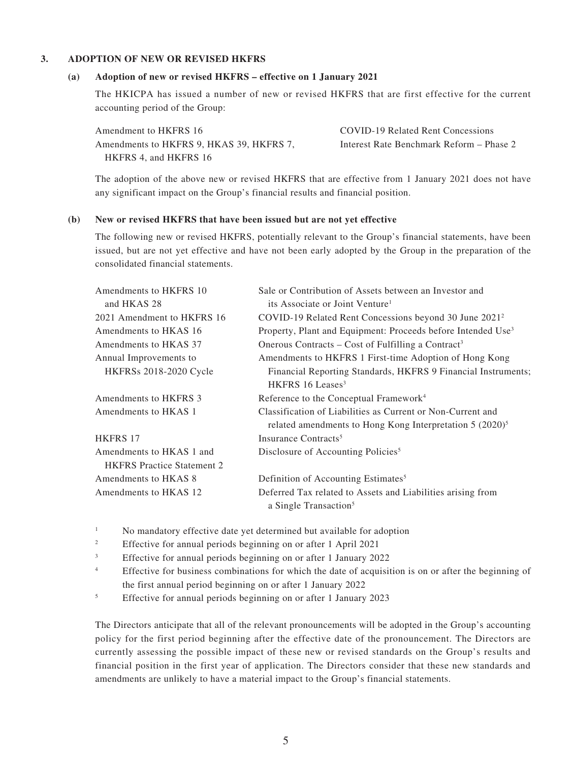## 3. ADOPTION OF NEW OR REVISED HKFRS

### (a) Adoption of new or revised HKFRS – effective on 1 January 2021

The HKICPA has issued a number of new or revised HKFRS that are first effective for the current accounting period of the Group:

| | |
|---|---|
| Amendment to HKFRS 16 | COVID-19 Related Rent Concessions |
| Amendments to HKFRS 9, HKAS 39, HKFRS 7, HKFRS 4, and HKFRS 16 | Interest Rate Benchmark Reform – Phase 2 |

The adoption of the above new or revised HKFRS that are effective from 1 January 2021 does not have any significant impact on the Group's financial results and financial position.

### (b) New or revised HKFRS that have been issued but are not yet effective

The following new or revised HKFRS, potentially relevant to the Group's financial statements, have been issued, but are not yet effective and have not been early adopted by the Group in the preparation of the consolidated financial statements.

| | |
|---|---|
| Amendments to HKFRS 10 and HKAS 28 | Sale or Contribution of Assets between an Investor and its Associate or Joint Venture[1] |
| 2021 Amendment to HKFRS 16 | COVID-19 Related Rent Concessions beyond 30 June 2021[2] |
| Amendments to HKAS 16 | Property, Plant and Equipment: Proceeds before Intended Use[3] |
| Amendments to HKAS 37 | Onerous Contracts – Cost of Fulfilling a Contract[3] |
| Annual Improvements to HKFRSs 2018-2020 Cycle | Amendments to HKFRS 1 First-time Adoption of Hong Kong Financial Reporting Standards, HKFRS 9 Financial Instruments; HKFRS 16 Leases[3] |
| Amendments to HKFRS 3 | Reference to the Conceptual Framework[4] |
| Amendments to HKAS 1 | Classification of Liabilities as Current or Non-Current and related amendments to Hong Kong Interpretation 5 (2020)[5] |
| HKFRS 17 | Insurance Contracts[5] |
| Amendments to HKAS 1 and HKFRS Practice Statement 2 | Disclosure of Accounting Policies[5] |
| Amendments to HKAS 8 | Definition of Accounting Estimates[5] |
| Amendments to HKAS 12 | Deferred Tax related to Assets and Liabilities arising from a Single Transaction[5] |

[1] No mandatory effective date yet determined but available for adoption

[2] Effective for annual periods beginning on or after 1 April 2021

[3] Effective for annual periods beginning on or after 1 January 2022

[4] Effective for business combinations for which the date of acquisition is on or after the beginning of the first annual period beginning on or after 1 January 2022

[5] Effective for annual periods beginning on or after 1 January 2023

The Directors anticipate that all of the relevant pronouncements will be adopted in the Group's accounting policy for the first period beginning after the effective date of the pronouncement. The Directors are currently assessing the possible impact of these new or revised standards on the Group's results and financial position in the first year of application. The Directors consider that these new standards and amendments are unlikely to have a material impact to the Group's financial statements.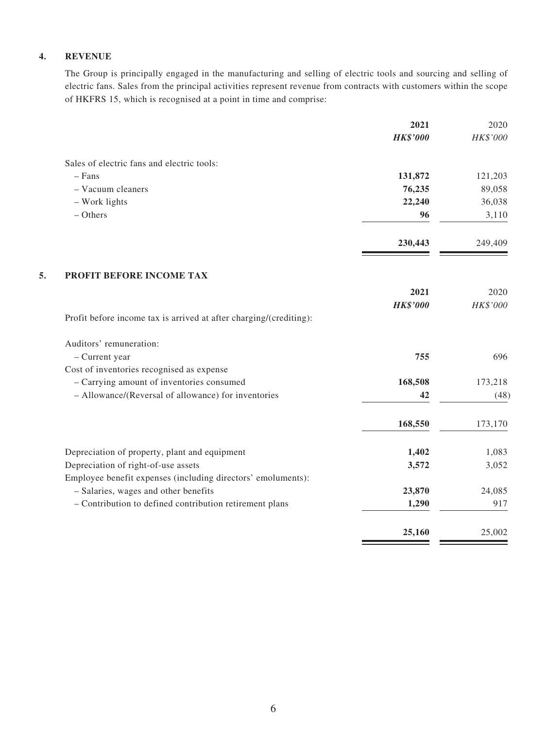## 4. REVENUE

The Group is principally engaged in the manufacturing and selling of electric tools and sourcing and selling of electric fans. Sales from the principal activities represent revenue from contracts with customers within the scope of HKFRS 15, which is recognised at a point in time and comprise:

| | **2021** | 2020 |
|---|---|---|
| | ***HK$'000*** | *HK$'000* |
| Sales of electric fans and electric tools: | | |
| – Fans | **131,872** | 121,203 |
| – Vacuum cleaners | **76,235** | 89,058 |
| – Work lights | **22,240** | 36,038 |
| – Others | **96** | 3,110 |
| | **230,443** | 249,409 |

## 5. PROFIT BEFORE INCOME TAX

| | **2021** | 2020 |
|---|---|---|
| | ***HK$'000*** | *HK$'000* |
| Profit before income tax is arrived at after charging/(crediting): | | |
| Auditors' remuneration: | | |
| – Current year | **755** | 696 |
| Cost of inventories recognised as expense | | |
| – Carrying amount of inventories consumed | **168,508** | 173,218 |
| – Allowance/(Reversal of allowance) for inventories | **42** | (48) |
| | **168,550** | 173,170 |
| Depreciation of property, plant and equipment | **1,402** | 1,083 |
| Depreciation of right-of-use assets | **3,572** | 3,052 |
| Employee benefit expenses (including directors' emoluments): | | |
| – Salaries, wages and other benefits | **23,870** | 24,085 |
| – Contribution to defined contribution retirement plans | **1,290** | 917 |
| | **25,160** | 25,002 |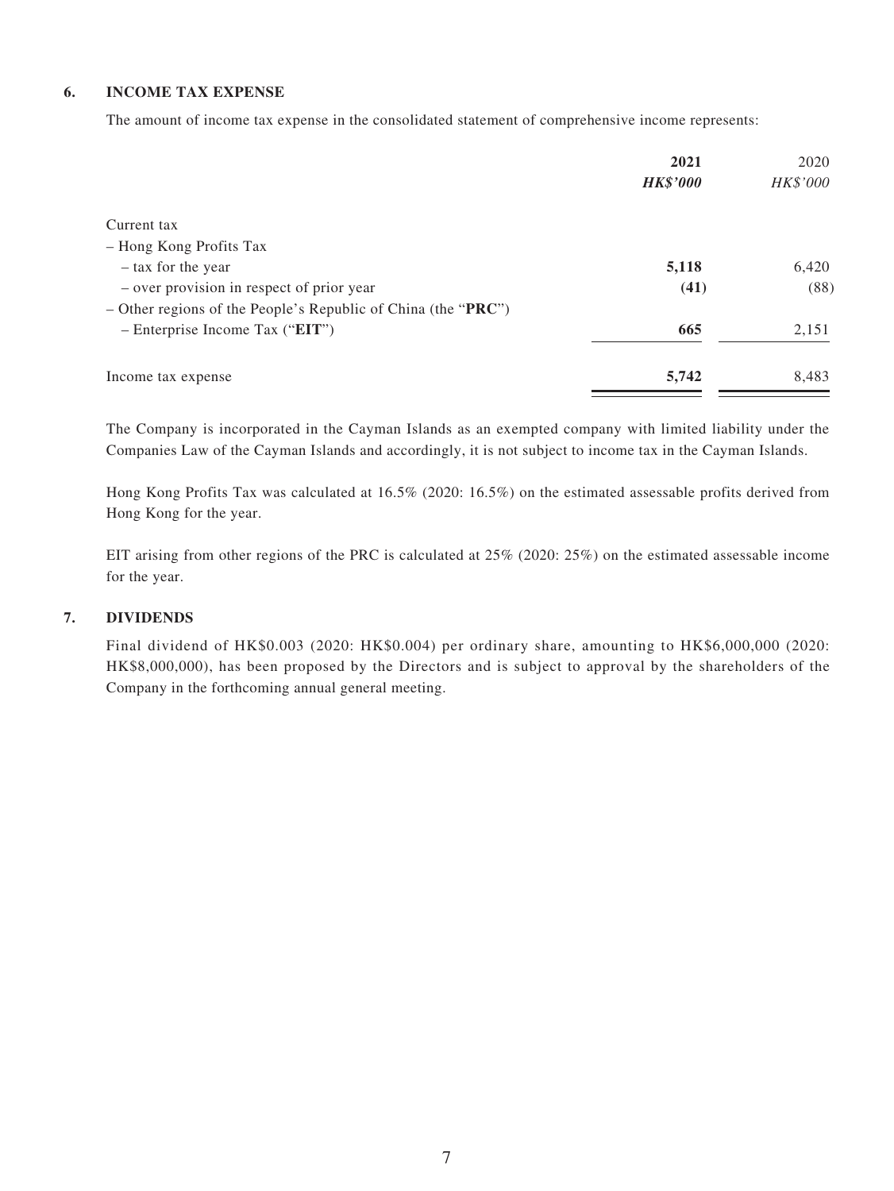## 6. INCOME TAX EXPENSE

The amount of income tax expense in the consolidated statement of comprehensive income represents:

| | **2021** | 2020 |
|---|---|---|
| | ***HK$'000*** | *HK$'000* |
| Current tax | | |
| – Hong Kong Profits Tax | | |
| – tax for the year | **5,118** | 6,420 |
| – over provision in respect of prior year | **(41)** | (88) |
| – Other regions of the People's Republic of China (the "**PRC**") | | |
| – Enterprise Income Tax ("**EIT**") | **665** | 2,151 |
| Income tax expense | **5,742** | 8,483 |

The Company is incorporated in the Cayman Islands as an exempted company with limited liability under the Companies Law of the Cayman Islands and accordingly, it is not subject to income tax in the Cayman Islands.

Hong Kong Profits Tax was calculated at 16.5% (2020: 16.5%) on the estimated assessable profits derived from Hong Kong for the year.

EIT arising from other regions of the PRC is calculated at 25% (2020: 25%) on the estimated assessable income for the year.

## 7. DIVIDENDS

Final dividend of HK$0.003 (2020: HK$0.004) per ordinary share, amounting to HK$6,000,000 (2020: HK$8,000,000), has been proposed by the Directors and is subject to approval by the shareholders of the Company in the forthcoming annual general meeting.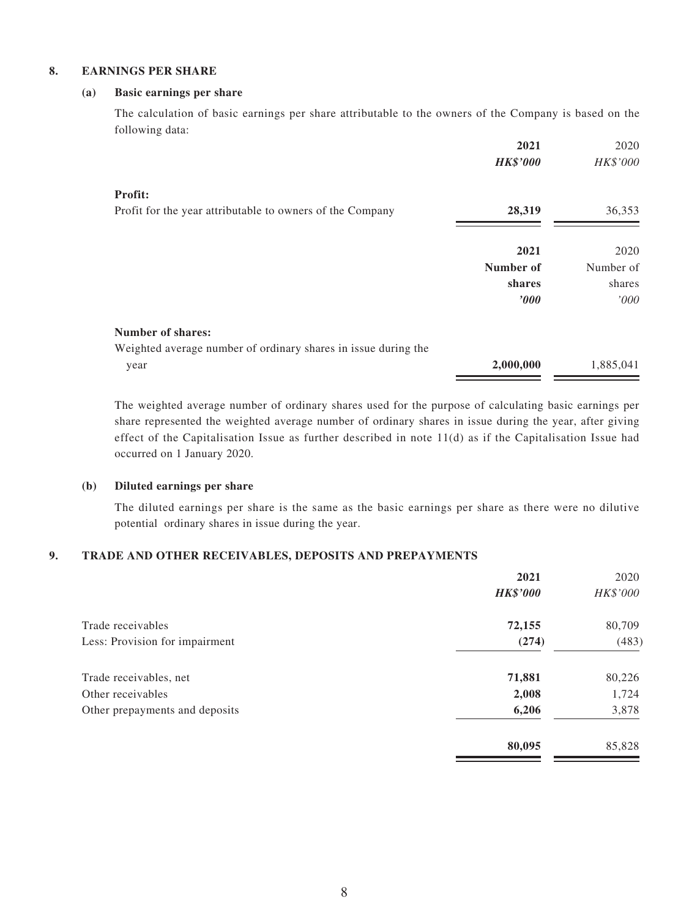## 8. EARNINGS PER SHARE

### (a) Basic earnings per share

The calculation of basic earnings per share attributable to the owners of the Company is based on the following data:

| | **2021** | 2020 |
|---|---|---|
| | ***HK$'000*** | *HK$'000* |
| **Profit:** | | |
| Profit for the year attributable to owners of the Company | **28,319** | 36,353 |

| | **2021** | 2020 |
|---|---|---|
| | **Number of shares** | Number of shares |
| | ***'000*** | *'000* |
| **Number of shares:** | | |
| Weighted average number of ordinary shares in issue during the year | **2,000,000** | 1,885,041 |

The weighted average number of ordinary shares used for the purpose of calculating basic earnings per share represented the weighted average number of ordinary shares in issue during the year, after giving effect of the Capitalisation Issue as further described in note 11(d) as if the Capitalisation Issue had occurred on 1 January 2020.

### (b) Diluted earnings per share

The diluted earnings per share is the same as the basic earnings per share as there were no dilutive potential ordinary shares in issue during the year.

## 9. TRADE AND OTHER RECEIVABLES, DEPOSITS AND PREPAYMENTS

| | **2021** | 2020 |
|---|---|---|
| | ***HK$'000*** | *HK$'000* |
| Trade receivables | **72,155** | 80,709 |
| Less: Provision for impairment | **(274)** | (483) |
| Trade receivables, net | **71,881** | 80,226 |
| Other receivables | **2,008** | 1,724 |
| Other prepayments and deposits | **6,206** | 3,878 |
| | **80,095** | 85,828 |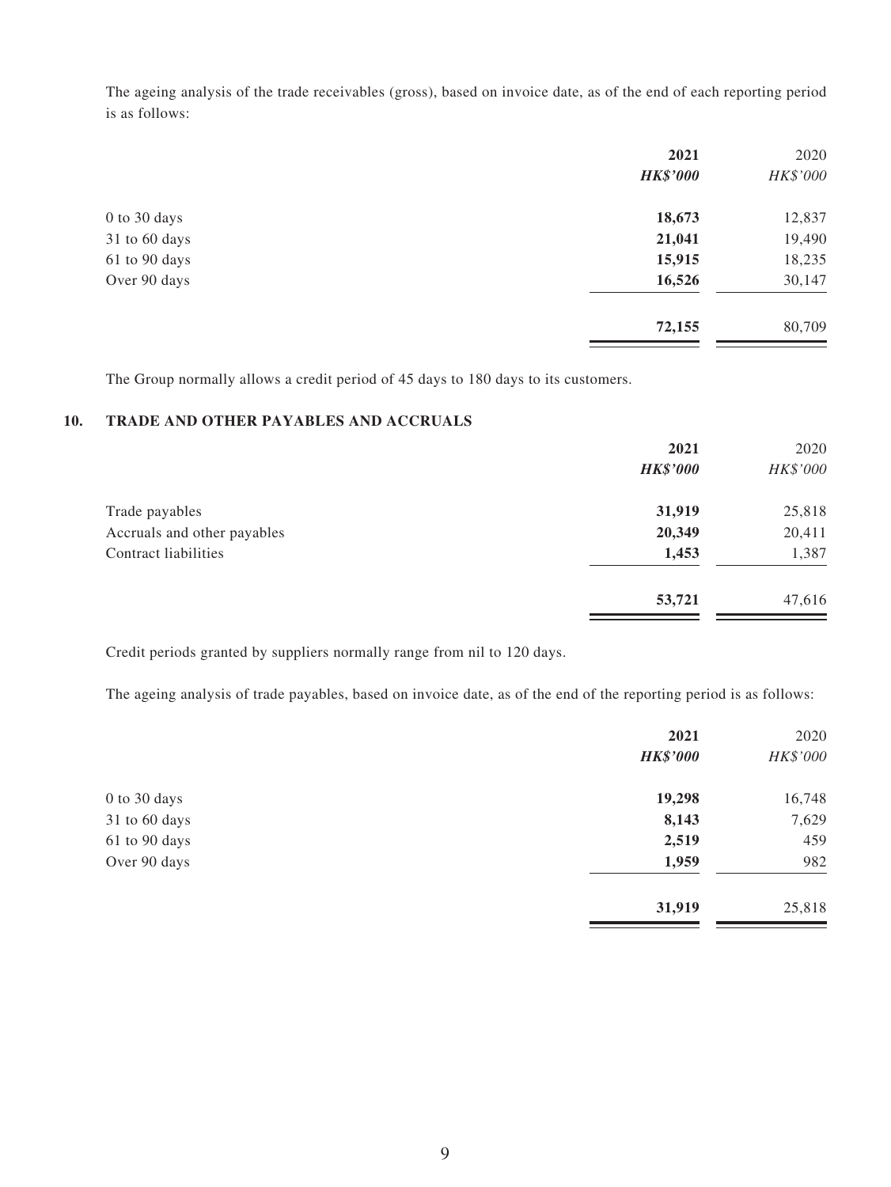The ageing analysis of the trade receivables (gross), based on invoice date, as of the end of each reporting period is as follows:

| | **2021** | 2020 |
|---|---|---|
| | ***HK$'000*** | *HK$'000* |
| 0 to 30 days | **18,673** | 12,837 |
| 31 to 60 days | **21,041** | 19,490 |
| 61 to 90 days | **15,915** | 18,235 |
| Over 90 days | **16,526** | 30,147 |
| | **72,155** | 80,709 |

The Group normally allows a credit period of 45 days to 180 days to its customers.

## 10. TRADE AND OTHER PAYABLES AND ACCRUALS

| | **2021** | 2020 |
|---|---|---|
| | ***HK$'000*** | *HK$'000* |
| Trade payables | **31,919** | 25,818 |
| Accruals and other payables | **20,349** | 20,411 |
| Contract liabilities | **1,453** | 1,387 |
| | **53,721** | 47,616 |

Credit periods granted by suppliers normally range from nil to 120 days.

The ageing analysis of trade payables, based on invoice date, as of the end of the reporting period is as follows:

| | **2021** | 2020 |
|---|---|---|
| | ***HK$'000*** | *HK$'000* |
| 0 to 30 days | **19,298** | 16,748 |
| 31 to 60 days | **8,143** | 7,629 |
| 61 to 90 days | **2,519** | 459 |
| Over 90 days | **1,959** | 982 |
| | **31,919** | 25,818 |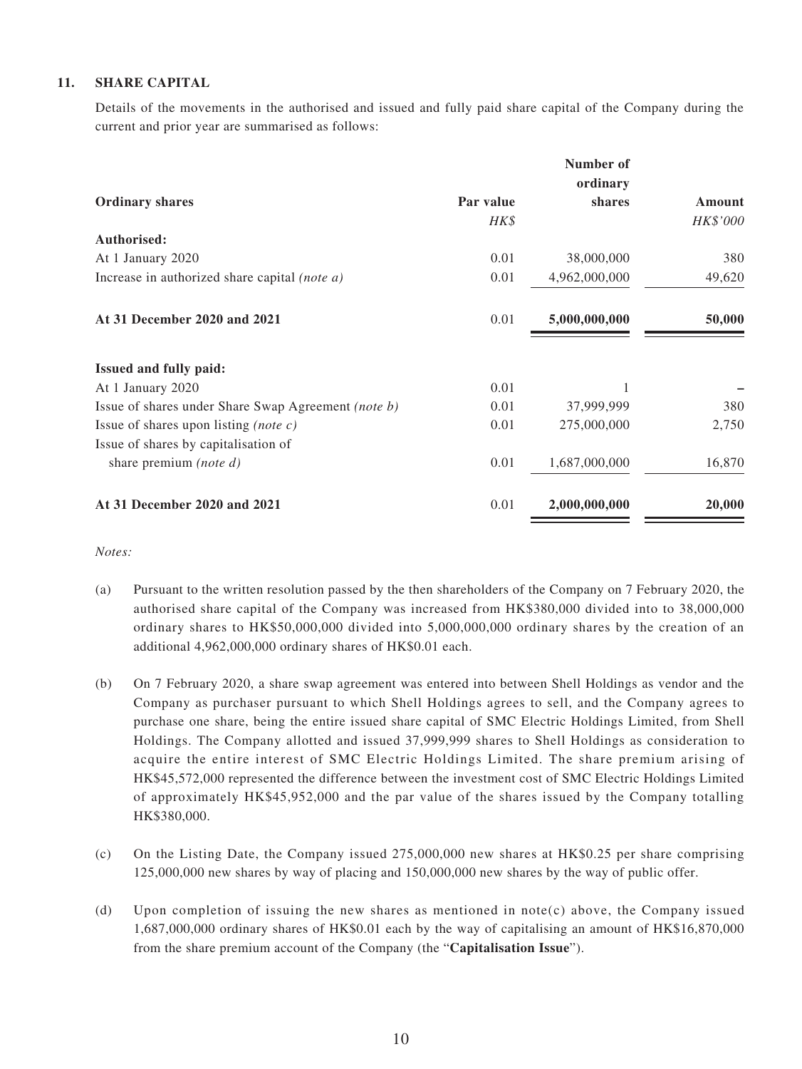### 11. SHARE CAPITAL

Details of the movements in the authorised and issued and fully paid share capital of the Company during the current and prior year are summarised as follows:

| Ordinary shares | Par value | Number of ordinary shares | Amount |
|---|---|---|---|
| | *HK$* | | *HK$'000* |
| **Authorised:** | | | |
| At 1 January 2020 | 0.01 | 38,000,000 | 380 |
| Increase in authorized share capital *(note a)* | 0.01 | 4,962,000,000 | 49,620 |
| **At 31 December 2020 and 2021** | 0.01 | **5,000,000,000** | **50,000** |
| **Issued and fully paid:** | | | |
| At 1 January 2020 | 0.01 | 1 | – |
| Issue of shares under Share Swap Agreement *(note b)* | 0.01 | 37,999,999 | 380 |
| Issue of shares upon listing *(note c)* | 0.01 | 275,000,000 | 2,750 |
| Issue of shares by capitalisation of share premium *(note d)* | 0.01 | 1,687,000,000 | 16,870 |
| **At 31 December 2020 and 2021** | 0.01 | **2,000,000,000** | **20,000** |

*Notes:*

(a) Pursuant to the written resolution passed by the then shareholders of the Company on 7 February 2020, the authorised share capital of the Company was increased from HK$380,000 divided into to 38,000,000 ordinary shares to HK$50,000,000 divided into 5,000,000,000 ordinary shares by the creation of an additional 4,962,000,000 ordinary shares of HK$0.01 each.

(b) On 7 February 2020, a share swap agreement was entered into between Shell Holdings as vendor and the Company as purchaser pursuant to which Shell Holdings agrees to sell, and the Company agrees to purchase one share, being the entire issued share capital of SMC Electric Holdings Limited, from Shell Holdings. The Company allotted and issued 37,999,999 shares to Shell Holdings as consideration to acquire the entire interest of SMC Electric Holdings Limited. The share premium arising of HK$45,572,000 represented the difference between the investment cost of SMC Electric Holdings Limited of approximately HK$45,952,000 and the par value of the shares issued by the Company totalling HK$380,000.

(c) On the Listing Date, the Company issued 275,000,000 new shares at HK$0.25 per share comprising 125,000,000 new shares by way of placing and 150,000,000 new shares by the way of public offer.

(d) Upon completion of issuing the new shares as mentioned in note(c) above, the Company issued 1,687,000,000 ordinary shares of HK$0.01 each by the way of capitalising an amount of HK$16,870,000 from the share premium account of the Company (the "**Capitalisation Issue**").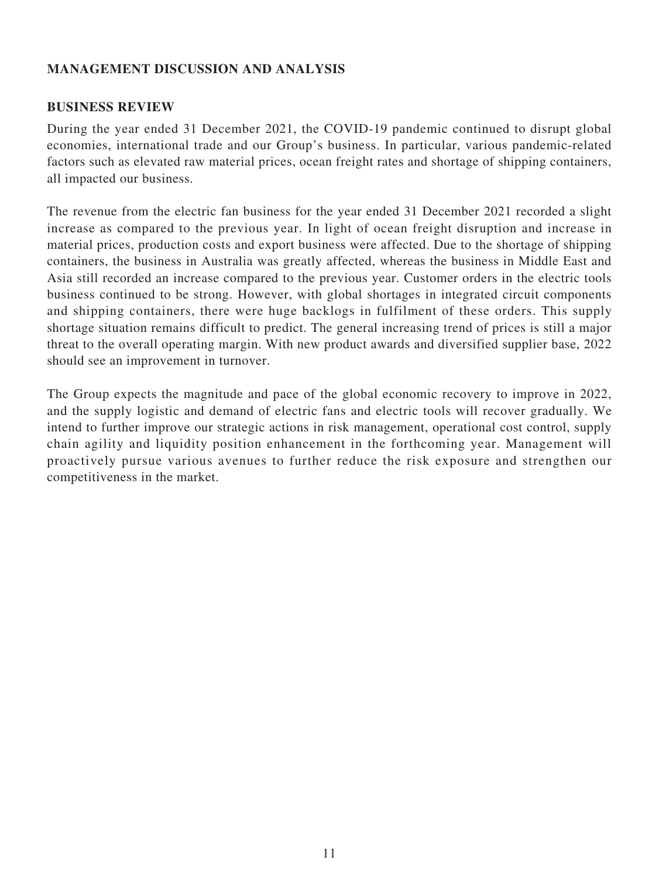## MANAGEMENT DISCUSSION AND ANALYSIS

### BUSINESS REVIEW

During the year ended 31 December 2021, the COVID-19 pandemic continued to disrupt global economies, international trade and our Group's business. In particular, various pandemic-related factors such as elevated raw material prices, ocean freight rates and shortage of shipping containers, all impacted our business.

The revenue from the electric fan business for the year ended 31 December 2021 recorded a slight increase as compared to the previous year. In light of ocean freight disruption and increase in material prices, production costs and export business were affected. Due to the shortage of shipping containers, the business in Australia was greatly affected, whereas the business in Middle East and Asia still recorded an increase compared to the previous year. Customer orders in the electric tools business continued to be strong. However, with global shortages in integrated circuit components and shipping containers, there were huge backlogs in fulfilment of these orders. This supply shortage situation remains difficult to predict. The general increasing trend of prices is still a major threat to the overall operating margin. With new product awards and diversified supplier base, 2022 should see an improvement in turnover.

The Group expects the magnitude and pace of the global economic recovery to improve in 2022, and the supply logistic and demand of electric fans and electric tools will recover gradually. We intend to further improve our strategic actions in risk management, operational cost control, supply chain agility and liquidity position enhancement in the forthcoming year. Management will proactively pursue various avenues to further reduce the risk exposure and strengthen our competitiveness in the market.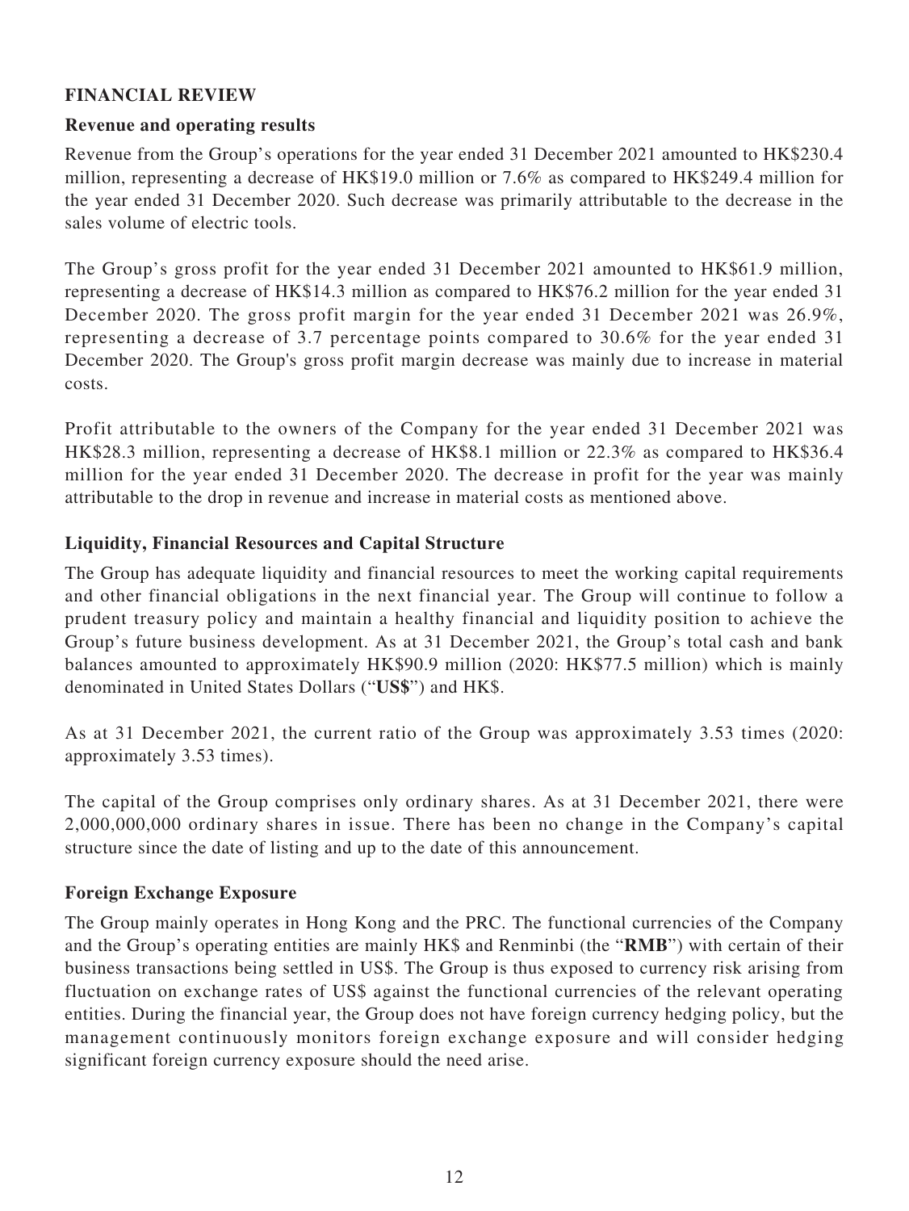## FINANCIAL REVIEW

### Revenue and operating results

Revenue from the Group's operations for the year ended 31 December 2021 amounted to HK$230.4 million, representing a decrease of HK$19.0 million or 7.6% as compared to HK$249.4 million for the year ended 31 December 2020. Such decrease was primarily attributable to the decrease in the sales volume of electric tools.

The Group's gross profit for the year ended 31 December 2021 amounted to HK$61.9 million, representing a decrease of HK$14.3 million as compared to HK$76.2 million for the year ended 31 December 2020. The gross profit margin for the year ended 31 December 2021 was 26.9%, representing a decrease of 3.7 percentage points compared to 30.6% for the year ended 31 December 2020. The Group's gross profit margin decrease was mainly due to increase in material costs.

Profit attributable to the owners of the Company for the year ended 31 December 2021 was HK$28.3 million, representing a decrease of HK$8.1 million or 22.3% as compared to HK$36.4 million for the year ended 31 December 2020. The decrease in profit for the year was mainly attributable to the drop in revenue and increase in material costs as mentioned above.

### Liquidity, Financial Resources and Capital Structure

The Group has adequate liquidity and financial resources to meet the working capital requirements and other financial obligations in the next financial year. The Group will continue to follow a prudent treasury policy and maintain a healthy financial and liquidity position to achieve the Group's future business development. As at 31 December 2021, the Group's total cash and bank balances amounted to approximately HK$90.9 million (2020: HK$77.5 million) which is mainly denominated in United States Dollars ("**US$**") and HK$.

As at 31 December 2021, the current ratio of the Group was approximately 3.53 times (2020: approximately 3.53 times).

The capital of the Group comprises only ordinary shares. As at 31 December 2021, there were 2,000,000,000 ordinary shares in issue. There has been no change in the Company's capital structure since the date of listing and up to the date of this announcement.

### Foreign Exchange Exposure

The Group mainly operates in Hong Kong and the PRC. The functional currencies of the Company and the Group's operating entities are mainly HK$ and Renminbi (the "**RMB**") with certain of their business transactions being settled in US$. The Group is thus exposed to currency risk arising from fluctuation on exchange rates of US$ against the functional currencies of the relevant operating entities. During the financial year, the Group does not have foreign currency hedging policy, but the management continuously monitors foreign exchange exposure and will consider hedging significant foreign currency exposure should the need arise.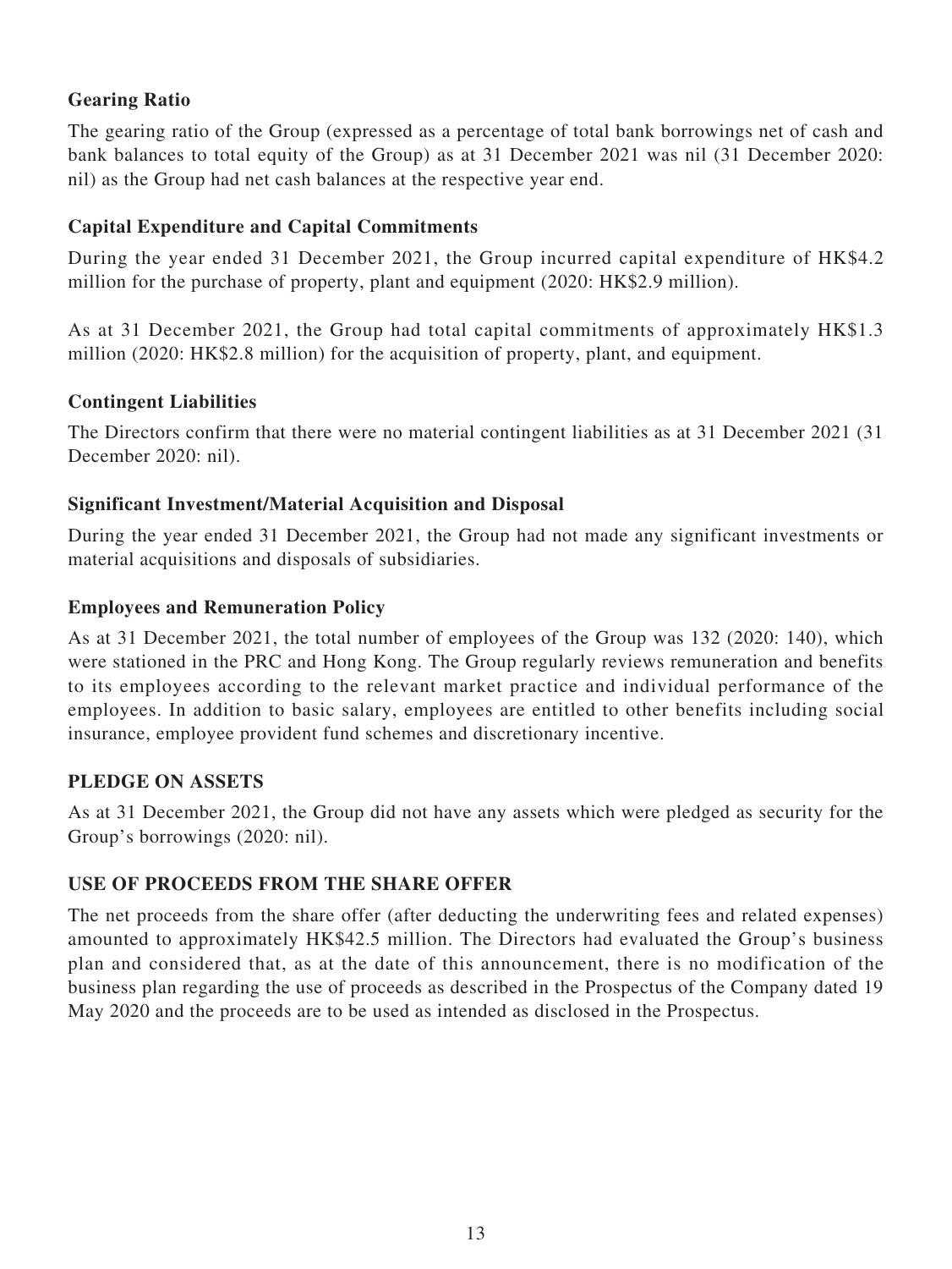### Gearing Ratio

The gearing ratio of the Group (expressed as a percentage of total bank borrowings net of cash and bank balances to total equity of the Group) as at 31 December 2021 was nil (31 December 2020: nil) as the Group had net cash balances at the respective year end.

### Capital Expenditure and Capital Commitments

During the year ended 31 December 2021, the Group incurred capital expenditure of HK$4.2 million for the purchase of property, plant and equipment (2020: HK$2.9 million).

As at 31 December 2021, the Group had total capital commitments of approximately HK$1.3 million (2020: HK$2.8 million) for the acquisition of property, plant, and equipment.

### Contingent Liabilities

The Directors confirm that there were no material contingent liabilities as at 31 December 2021 (31 December 2020: nil).

### Significant Investment/Material Acquisition and Disposal

During the year ended 31 December 2021, the Group had not made any significant investments or material acquisitions and disposals of subsidiaries.

### Employees and Remuneration Policy

As at 31 December 2021, the total number of employees of the Group was 132 (2020: 140), which were stationed in the PRC and Hong Kong. The Group regularly reviews remuneration and benefits to its employees according to the relevant market practice and individual performance of the employees. In addition to basic salary, employees are entitled to other benefits including social insurance, employee provident fund schemes and discretionary incentive.

## PLEDGE ON ASSETS

As at 31 December 2021, the Group did not have any assets which were pledged as security for the Group's borrowings (2020: nil).

## USE OF PROCEEDS FROM THE SHARE OFFER

The net proceeds from the share offer (after deducting the underwriting fees and related expenses) amounted to approximately HK$42.5 million. The Directors had evaluated the Group's business plan and considered that, as at the date of this announcement, there is no modification of the business plan regarding the use of proceeds as described in the Prospectus of the Company dated 19 May 2020 and the proceeds are to be used as intended as disclosed in the Prospectus.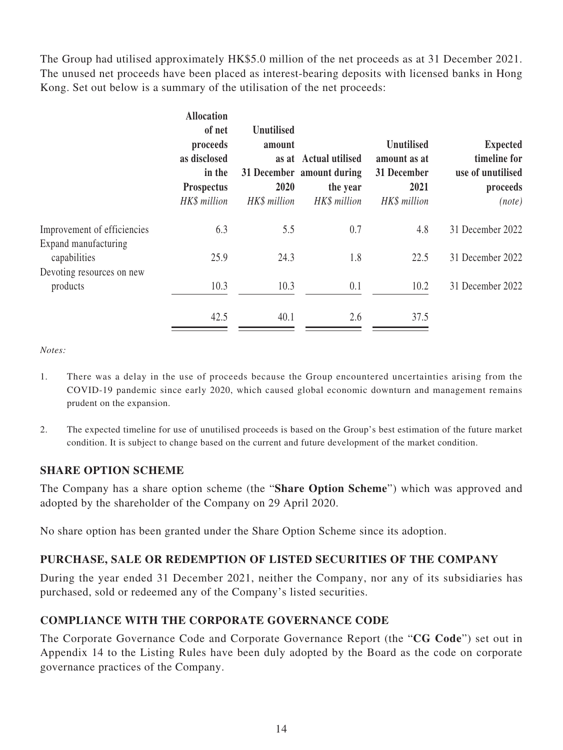The Group had utilised approximately HK$5.0 million of the net proceeds as at 31 December 2021. The unused net proceeds have been placed as interest-bearing deposits with licensed banks in Hong Kong. Set out below is a summary of the utilisation of the net proceeds:

| | Allocation of net proceeds as disclosed in the Prospectus | Unutilised amount as at 31 December 2020 | Actual utilised amount during the year | Unutilised amount as at 31 December 2021 | Expected timeline for use of unutilised proceeds |
|---|---|---|---|---|---|
| | *HK$ million* | *HK$ million* | *HK$ million* | *HK$ million* | *(note)* |
| Improvement of efficiencies | 6.3 | 5.5 | 0.7 | 4.8 | 31 December 2022 |
| Expand manufacturing capabilities | 25.9 | 24.3 | 1.8 | 22.5 | 31 December 2022 |
| Devoting resources on new products | 10.3 | 10.3 | 0.1 | 10.2 | 31 December 2022 |
| | 42.5 | 40.1 | 2.6 | 37.5 | |

*Notes:*

1. There was a delay in the use of proceeds because the Group encountered uncertainties arising from the COVID-19 pandemic since early 2020, which caused global economic downturn and management remains prudent on the expansion.

2. The expected timeline for use of unutilised proceeds is based on the Group's best estimation of the future market condition. It is subject to change based on the current and future development of the market condition.

## SHARE OPTION SCHEME

The Company has a share option scheme (the "**Share Option Scheme**") which was approved and adopted by the shareholder of the Company on 29 April 2020.

No share option has been granted under the Share Option Scheme since its adoption.

## PURCHASE, SALE OR REDEMPTION OF LISTED SECURITIES OF THE COMPANY

During the year ended 31 December 2021, neither the Company, nor any of its subsidiaries has purchased, sold or redeemed any of the Company's listed securities.

## COMPLIANCE WITH THE CORPORATE GOVERNANCE CODE

The Corporate Governance Code and Corporate Governance Report (the "**CG Code**") set out in Appendix 14 to the Listing Rules have been duly adopted by the Board as the code on corporate governance practices of the Company.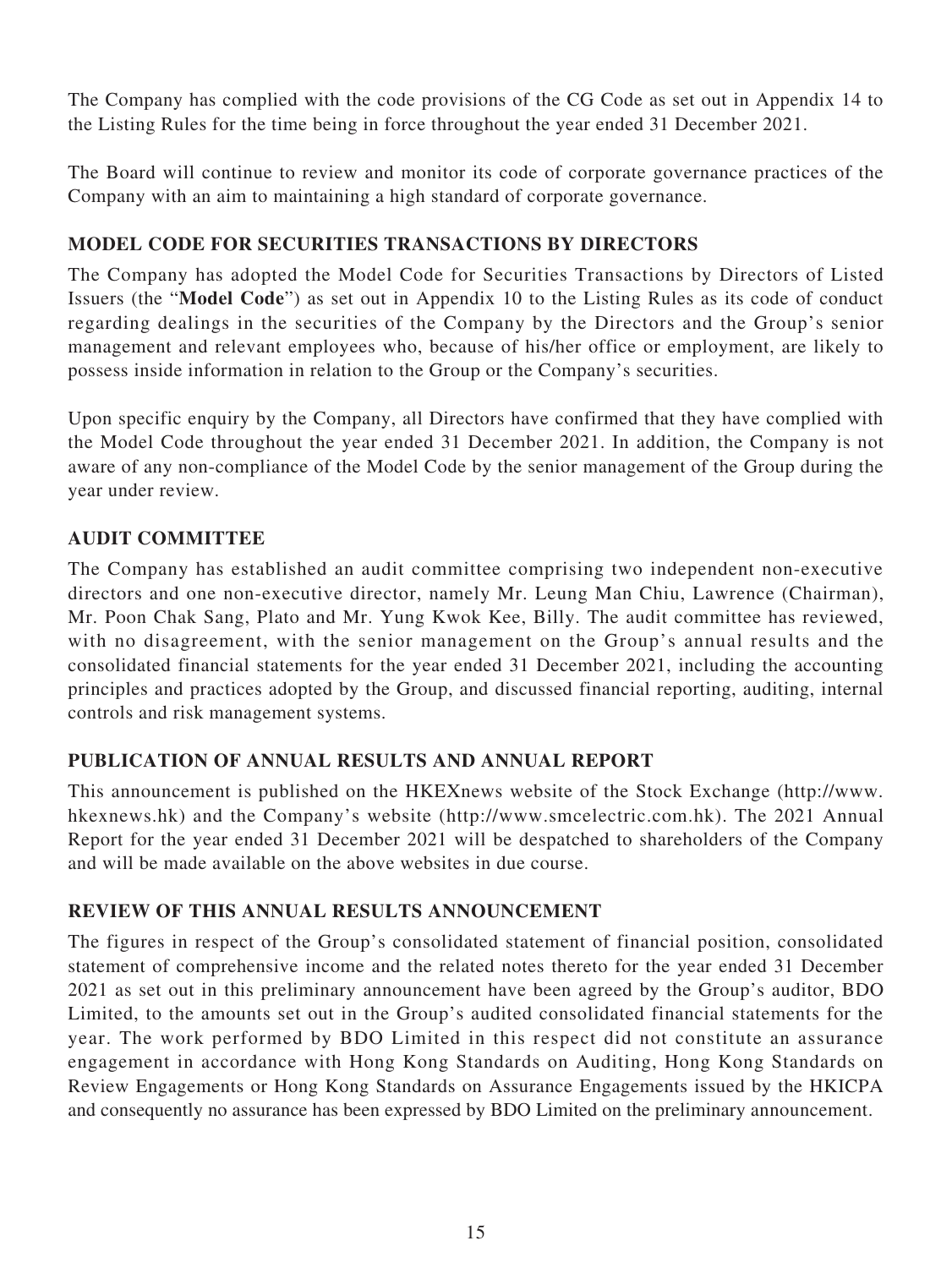The Company has complied with the code provisions of the CG Code as set out in Appendix 14 to the Listing Rules for the time being in force throughout the year ended 31 December 2021.

The Board will continue to review and monitor its code of corporate governance practices of the Company with an aim to maintaining a high standard of corporate governance.

## MODEL CODE FOR SECURITIES TRANSACTIONS BY DIRECTORS

The Company has adopted the Model Code for Securities Transactions by Directors of Listed Issuers (the "**Model Code**") as set out in Appendix 10 to the Listing Rules as its code of conduct regarding dealings in the securities of the Company by the Directors and the Group's senior management and relevant employees who, because of his/her office or employment, are likely to possess inside information in relation to the Group or the Company's securities.

Upon specific enquiry by the Company, all Directors have confirmed that they have complied with the Model Code throughout the year ended 31 December 2021. In addition, the Company is not aware of any non-compliance of the Model Code by the senior management of the Group during the year under review.

## AUDIT COMMITTEE

The Company has established an audit committee comprising two independent non-executive directors and one non-executive director, namely Mr. Leung Man Chiu, Lawrence (Chairman), Mr. Poon Chak Sang, Plato and Mr. Yung Kwok Kee, Billy. The audit committee has reviewed, with no disagreement, with the senior management on the Group's annual results and the consolidated financial statements for the year ended 31 December 2021, including the accounting principles and practices adopted by the Group, and discussed financial reporting, auditing, internal controls and risk management systems.

## PUBLICATION OF ANNUAL RESULTS AND ANNUAL REPORT

This announcement is published on the HKEXnews website of the Stock Exchange (http://www.hkexnews.hk) and the Company's website (http://www.smcelectric.com.hk). The 2021 Annual Report for the year ended 31 December 2021 will be despatched to shareholders of the Company and will be made available on the above websites in due course.

## REVIEW OF THIS ANNUAL RESULTS ANNOUNCEMENT

The figures in respect of the Group's consolidated statement of financial position, consolidated statement of comprehensive income and the related notes thereto for the year ended 31 December 2021 as set out in this preliminary announcement have been agreed by the Group's auditor, BDO Limited, to the amounts set out in the Group's audited consolidated financial statements for the year. The work performed by BDO Limited in this respect did not constitute an assurance engagement in accordance with Hong Kong Standards on Auditing, Hong Kong Standards on Review Engagements or Hong Kong Standards on Assurance Engagements issued by the HKICPA and consequently no assurance has been expressed by BDO Limited on the preliminary announcement.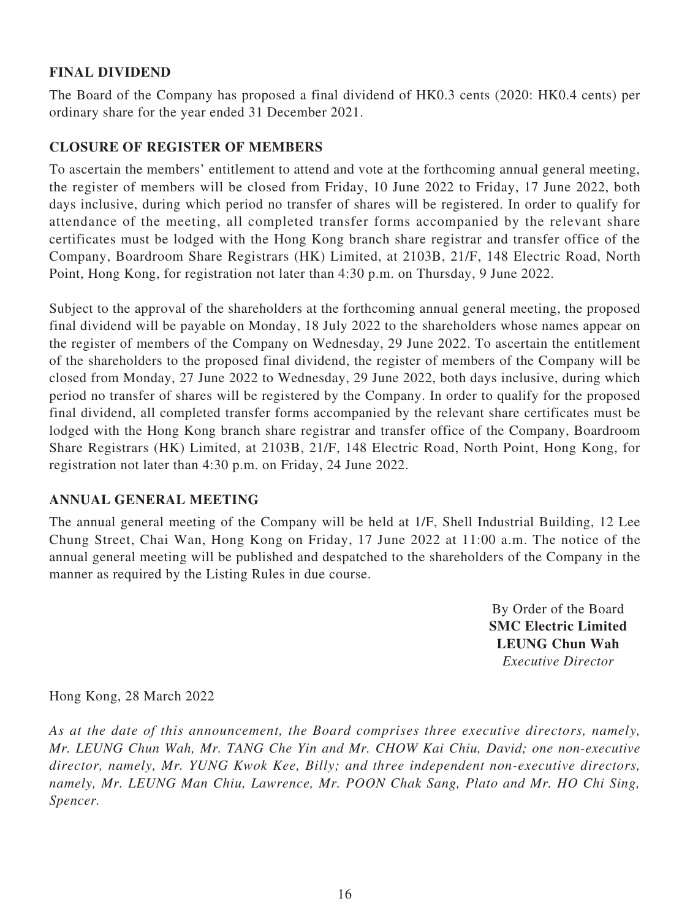## FINAL DIVIDEND

The Board of the Company has proposed a final dividend of HK0.3 cents (2020: HK0.4 cents) per ordinary share for the year ended 31 December 2021.

## CLOSURE OF REGISTER OF MEMBERS

To ascertain the members' entitlement to attend and vote at the forthcoming annual general meeting, the register of members will be closed from Friday, 10 June 2022 to Friday, 17 June 2022, both days inclusive, during which period no transfer of shares will be registered. In order to qualify for attendance of the meeting, all completed transfer forms accompanied by the relevant share certificates must be lodged with the Hong Kong branch share registrar and transfer office of the Company, Boardroom Share Registrars (HK) Limited, at 2103B, 21/F, 148 Electric Road, North Point, Hong Kong, for registration not later than 4:30 p.m. on Thursday, 9 June 2022.

Subject to the approval of the shareholders at the forthcoming annual general meeting, the proposed final dividend will be payable on Monday, 18 July 2022 to the shareholders whose names appear on the register of members of the Company on Wednesday, 29 June 2022. To ascertain the entitlement of the shareholders to the proposed final dividend, the register of members of the Company will be closed from Monday, 27 June 2022 to Wednesday, 29 June 2022, both days inclusive, during which period no transfer of shares will be registered by the Company. In order to qualify for the proposed final dividend, all completed transfer forms accompanied by the relevant share certificates must be lodged with the Hong Kong branch share registrar and transfer office of the Company, Boardroom Share Registrars (HK) Limited, at 2103B, 21/F, 148 Electric Road, North Point, Hong Kong, for registration not later than 4:30 p.m. on Friday, 24 June 2022.

## ANNUAL GENERAL MEETING

The annual general meeting of the Company will be held at 1/F, Shell Industrial Building, 12 Lee Chung Street, Chai Wan, Hong Kong on Friday, 17 June 2022 at 11:00 a.m. The notice of the annual general meeting will be published and despatched to the shareholders of the Company in the manner as required by the Listing Rules in due course.

By Order of the Board
**SMC Electric Limited**
**LEUNG Chun Wah**
*Executive Director*

Hong Kong, 28 March 2022

*As at the date of this announcement, the Board comprises three executive directors, namely, Mr. LEUNG Chun Wah, Mr. TANG Che Yin and Mr. CHOW Kai Chiu, David; one non-executive director, namely, Mr. YUNG Kwok Kee, Billy; and three independent non-executive directors, namely, Mr. LEUNG Man Chiu, Lawrence, Mr. POON Chak Sang, Plato and Mr. HO Chi Sing, Spencer.*